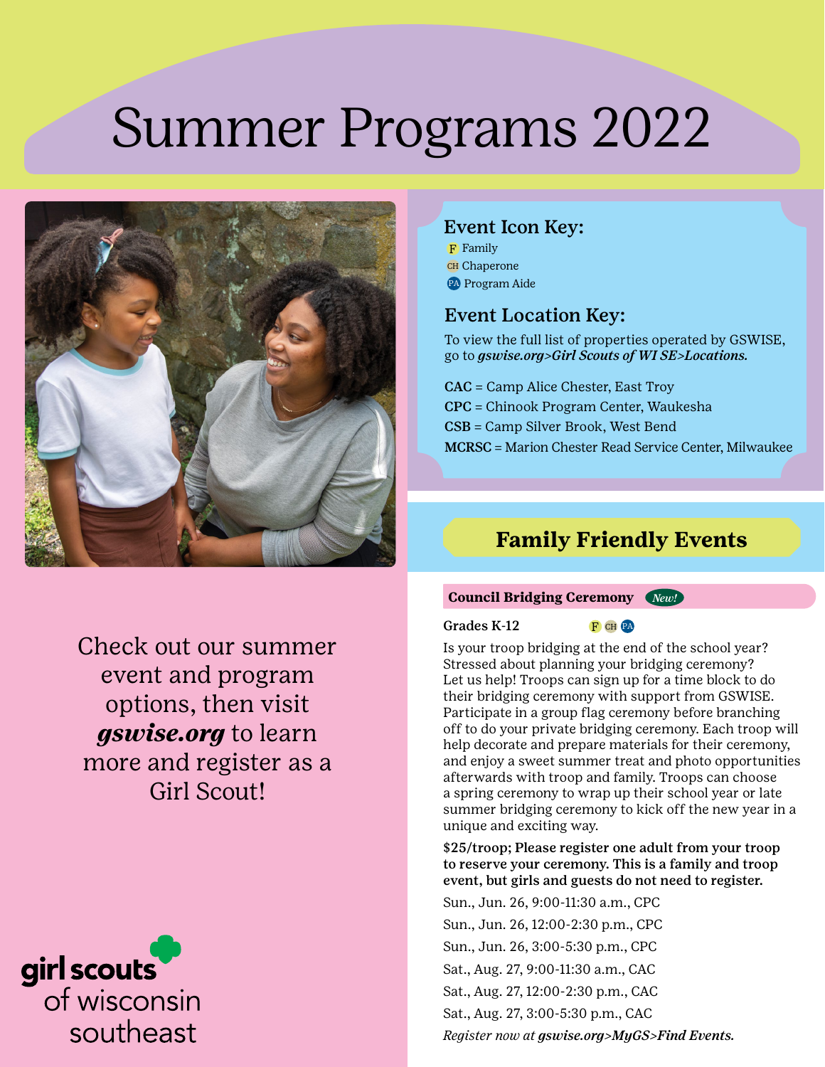# Summer Programs 2022

Check out our summer event and program options, then visit ***gswise.org*** to learn more and register as a Girl Scout!

girl scouts of wisconsin southeast

## Event Icon Key:

- F Family
- CH Chaperone
- PA Program Aide

## Event Location Key:

To view the full list of properties operated by GSWISE, go to ***gswise.org>Girl Scouts of WI SE>Locations.***

**CAC** = Camp Alice Chester, East Troy
**CPC** = Chinook Program Center, Waukesha
**CSB** = Camp Silver Brook, West Bend
**MCRSC** = Marion Chester Read Service Center, Milwaukee

## Family Friendly Events

### Council Bridging Ceremony *New!*

**Grades K-12** F CH PA

Is your troop bridging at the end of the school year? Stressed about planning your bridging ceremony? Let us help! Troops can sign up for a time block to do their bridging ceremony with support from GSWISE. Participate in a group flag ceremony before branching off to do your private bridging ceremony. Each troop will help decorate and prepare materials for their ceremony, and enjoy a sweet summer treat and photo opportunities afterwards with troop and family. Troops can choose a spring ceremony to wrap up their school year or late summer bridging ceremony to kick off the new year in a unique and exciting way.

**$25/troop; Please register one adult from your troop to reserve your ceremony. This is a family and troop event, but girls and guests do not need to register.**

Sun., Jun. 26, 9:00-11:30 a.m., CPC
Sun., Jun. 26, 12:00-2:30 p.m., CPC
Sun., Jun. 26, 3:00-5:30 p.m., CPC
Sat., Aug. 27, 9:00-11:30 a.m., CAC
Sat., Aug. 27, 12:00-2:30 p.m., CAC
Sat., Aug. 27, 3:00-5:30 p.m., CAC

*Register now at **gswise.org>MyGS>Find Events.***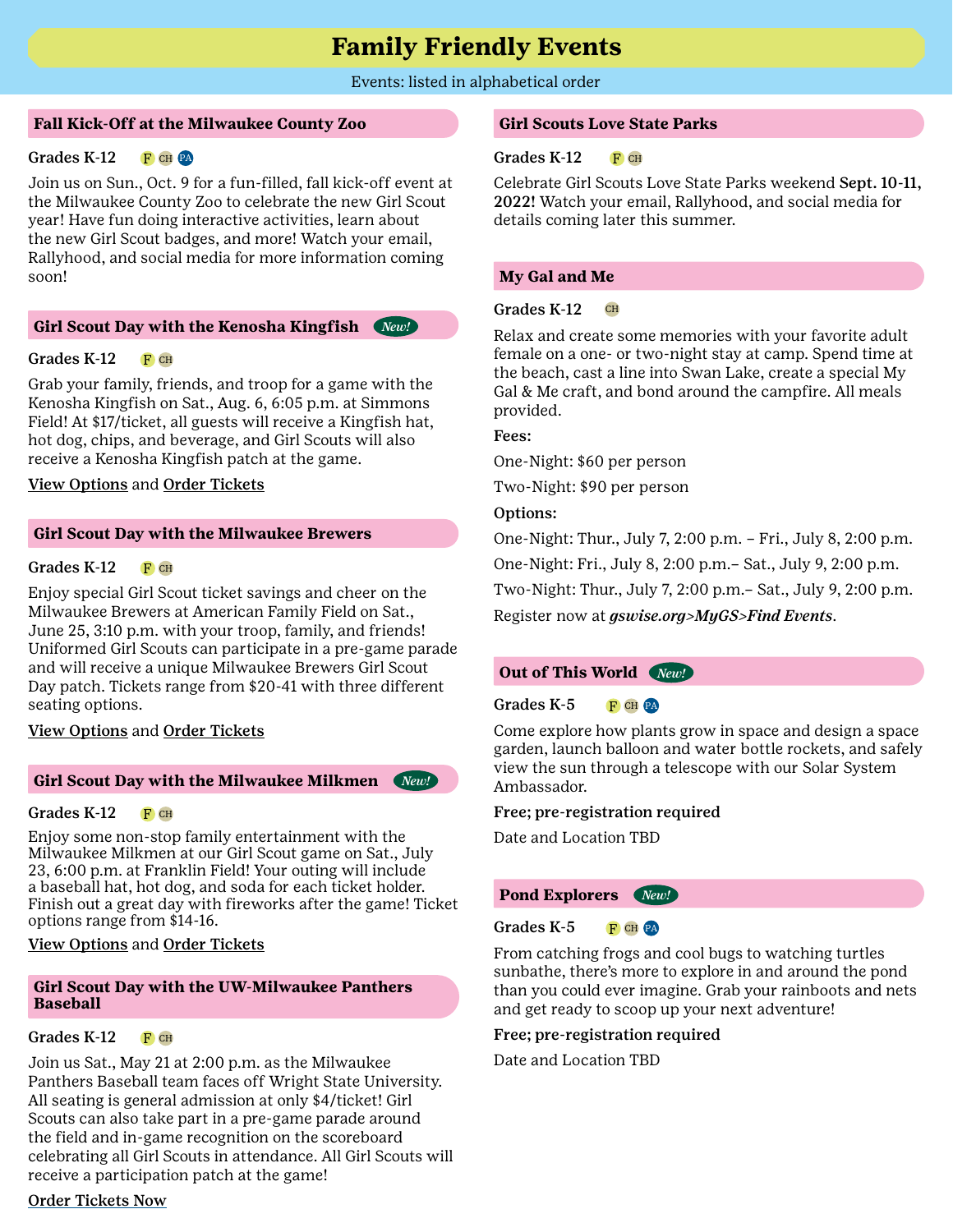# Family Friendly Events

Events: listed in alphabetical order

## Fall Kick-Off at the Milwaukee County Zoo

**Grades K-12** F CH PA

Join us on Sun., Oct. 9 for a fun-filled, fall kick-off event at the Milwaukee County Zoo to celebrate the new Girl Scout year! Have fun doing interactive activities, learn about the new Girl Scout badges, and more! Watch your email, Rallyhood, and social media for more information coming soon!

## Girl Scout Day with the Kenosha Kingfish *New!*

**Grades K-12** F CH

Grab your family, friends, and troop for a game with the Kenosha Kingfish on Sat., Aug. 6, 6:05 p.m. at Simmons Field! At $17/ticket, all guests will receive a Kingfish hat, hot dog, chips, and beverage, and Girl Scouts will also receive a Kenosha Kingfish patch at the game.

View Options and Order Tickets

## Girl Scout Day with the Milwaukee Brewers

**Grades K-12** F CH

Enjoy special Girl Scout ticket savings and cheer on the Milwaukee Brewers at American Family Field on Sat., June 25, 3:10 p.m. with your troop, family, and friends! Uniformed Girl Scouts can participate in a pre-game parade and will receive a unique Milwaukee Brewers Girl Scout Day patch. Tickets range from $20-41 with three different seating options.

View Options and Order Tickets

## Girl Scout Day with the Milwaukee Milkmen *New!*

**Grades K-12** F CH

Enjoy some non-stop family entertainment with the Milwaukee Milkmen at our Girl Scout game on Sat., July 23, 6:00 p.m. at Franklin Field! Your outing will include a baseball hat, hot dog, and soda for each ticket holder. Finish out a great day with fireworks after the game! Ticket options range from $14-16.

View Options and Order Tickets

## Girl Scout Day with the UW-Milwaukee Panthers Baseball

**Grades K-12** F CH

Join us Sat., May 21 at 2:00 p.m. as the Milwaukee Panthers Baseball team faces off Wright State University. All seating is general admission at only $4/ticket! Girl Scouts can also take part in a pre-game parade around the field and in-game recognition on the scoreboard celebrating all Girl Scouts in attendance. All Girl Scouts will receive a participation patch at the game!

Order Tickets Now

## Girl Scouts Love State Parks

**Grades K-12** F CH

Celebrate Girl Scouts Love State Parks weekend **Sept. 10-11, 2022!** Watch your email, Rallyhood, and social media for details coming later this summer.

## My Gal and Me

**Grades K-12** CH

Relax and create some memories with your favorite adult female on a one- or two-night stay at camp. Spend time at the beach, cast a line into Swan Lake, create a special My Gal & Me craft, and bond around the campfire. All meals provided.

**Fees:**

One-Night: $60 per person

Two-Night: $90 per person

**Options:**

One-Night: Thur., July 7, 2:00 p.m. – Fri., July 8, 2:00 p.m.

One-Night: Fri., July 8, 2:00 p.m.– Sat., July 9, 2:00 p.m.

Two-Night: Thur., July 7, 2:00 p.m.– Sat., July 9, 2:00 p.m.

Register now at ***gswise.org>MyGS>Find Events***.

## Out of This World *New!*

**Grades K-5** F CH PA

Come explore how plants grow in space and design a space garden, launch balloon and water bottle rockets, and safely view the sun through a telescope with our Solar System Ambassador.

**Free; pre-registration required**

Date and Location TBD

## Pond Explorers *New!*

**Grades K-5** F CH PA

From catching frogs and cool bugs to watching turtles sunbathe, there's more to explore in and around the pond than you could ever imagine. Grab your rainboots and nets and get ready to scoop up your next adventure!

**Free; pre-registration required**

Date and Location TBD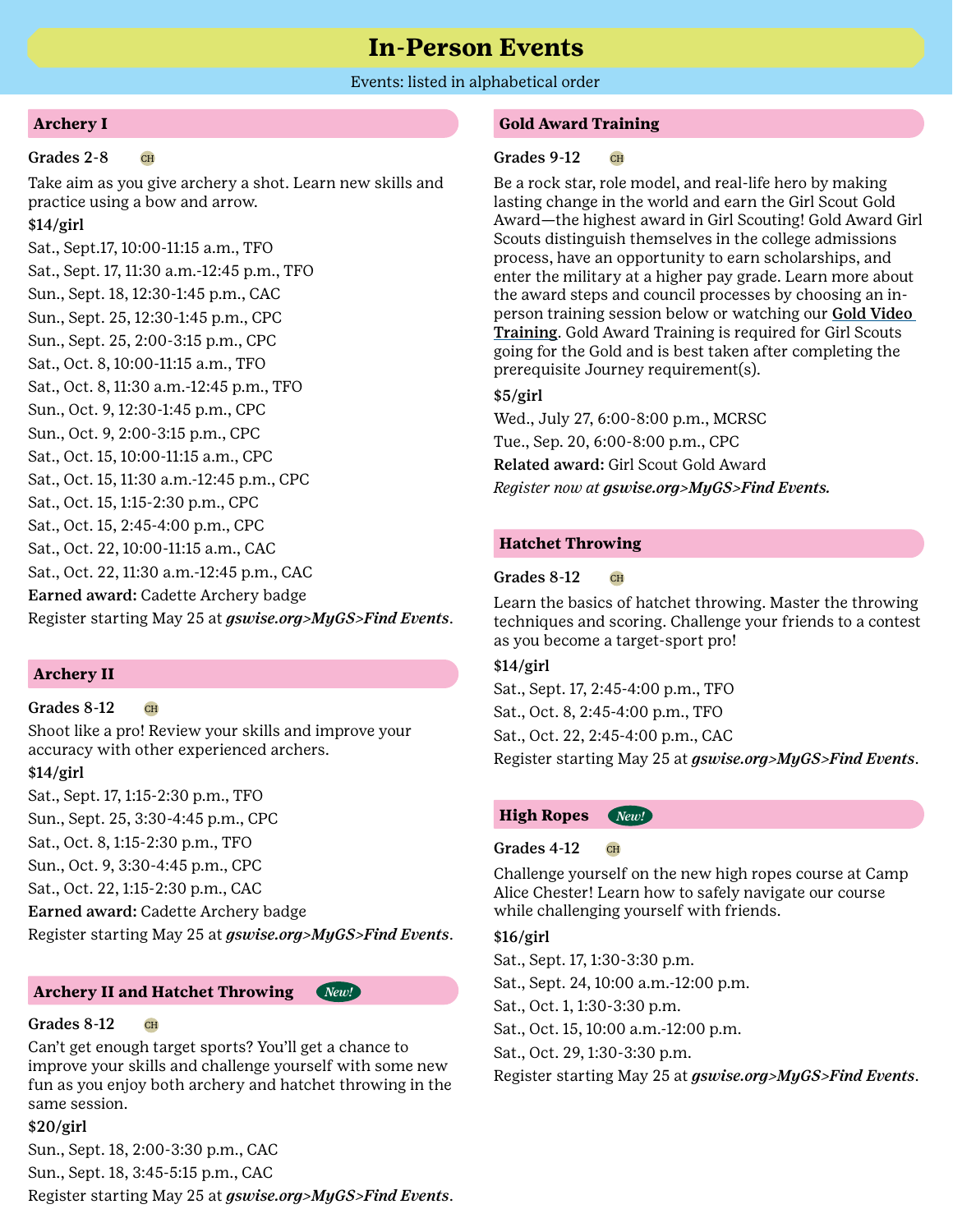# In-Person Events

Events: listed in alphabetical order

## Archery I

**Grades 2-8** CH

Take aim as you give archery a shot. Learn new skills and practice using a bow and arrow.

**$14/girl**

Sat., Sept.17, 10:00-11:15 a.m., TFO
Sat., Sept. 17, 11:30 a.m.-12:45 p.m., TFO
Sun., Sept. 18, 12:30-1:45 p.m., CAC
Sun., Sept. 25, 12:30-1:45 p.m., CPC
Sun., Sept. 25, 2:00-3:15 p.m., CPC
Sat., Oct. 8, 10:00-11:15 a.m., TFO
Sat., Oct. 8, 11:30 a.m.-12:45 p.m., TFO
Sun., Oct. 9, 12:30-1:45 p.m., CPC
Sun., Oct. 9, 2:00-3:15 p.m., CPC
Sat., Oct. 15, 10:00-11:15 a.m., CPC
Sat., Oct. 15, 11:30 a.m.-12:45 p.m., CPC
Sat., Oct. 15, 1:15-2:30 p.m., CPC
Sat., Oct. 15, 2:45-4:00 p.m., CPC
Sat., Oct. 22, 10:00-11:15 a.m., CAC
Sat., Oct. 22, 11:30 a.m.-12:45 p.m., CAC

**Earned award:** Cadette Archery badge

Register starting May 25 at ***gswise.org>MyGS>Find Events***.

## Archery II

**Grades 8-12** CH

Shoot like a pro! Review your skills and improve your accuracy with other experienced archers.

**$14/girl**

Sat., Sept. 17, 1:15-2:30 p.m., TFO
Sun., Sept. 25, 3:30-4:45 p.m., CPC
Sat., Oct. 8, 1:15-2:30 p.m., TFO
Sun., Oct. 9, 3:30-4:45 p.m., CPC
Sat., Oct. 22, 1:15-2:30 p.m., CAC

**Earned award:** Cadette Archery badge

Register starting May 25 at ***gswise.org>MyGS>Find Events***.

## Archery II and Hatchet Throwing *New!*

**Grades 8-12** CH

Can't get enough target sports? You'll get a chance to improve your skills and challenge yourself with some new fun as you enjoy both archery and hatchet throwing in the same session.

**$20/girl**

Sun., Sept. 18, 2:00-3:30 p.m., CAC
Sun., Sept. 18, 3:45-5:15 p.m., CAC

Register starting May 25 at ***gswise.org>MyGS>Find Events***.

## Gold Award Training

**Grades 9-12** CH

Be a rock star, role model, and real-life hero by making lasting change in the world and earn the Girl Scout Gold Award—the highest award in Girl Scouting! Gold Award Girl Scouts distinguish themselves in the college admissions process, have an opportunity to earn scholarships, and enter the military at a higher pay grade. Learn more about the award steps and council processes by choosing an in-person training session below or watching our **Gold Video Training**. Gold Award Training is required for Girl Scouts going for the Gold and is best taken after completing the prerequisite Journey requirement(s).

**$5/girl**

Wed., July 27, 6:00-8:00 p.m., MCRSC
Tue., Sep. 20, 6:00-8:00 p.m., CPC

**Related award:** Girl Scout Gold Award

*Register now at **gswise.org>MyGS>Find Events.***

## Hatchet Throwing

**Grades 8-12** CH

Learn the basics of hatchet throwing. Master the throwing techniques and scoring. Challenge your friends to a contest as you become a target-sport pro!

**$14/girl**

Sat., Sept. 17, 2:45-4:00 p.m., TFO
Sat., Oct. 8, 2:45-4:00 p.m., TFO
Sat., Oct. 22, 2:45-4:00 p.m., CAC

Register starting May 25 at ***gswise.org>MyGS>Find Events***.

## High Ropes *New!*

**Grades 4-12** CH

Challenge yourself on the new high ropes course at Camp Alice Chester! Learn how to safely navigate our course while challenging yourself with friends.

**$16/girl**

Sat., Sept. 17, 1:30-3:30 p.m.
Sat., Sept. 24, 10:00 a.m.-12:00 p.m.
Sat., Oct. 1, 1:30-3:30 p.m.
Sat., Oct. 15, 10:00 a.m.-12:00 p.m.
Sat., Oct. 29, 1:30-3:30 p.m.

Register starting May 25 at ***gswise.org>MyGS>Find Events***.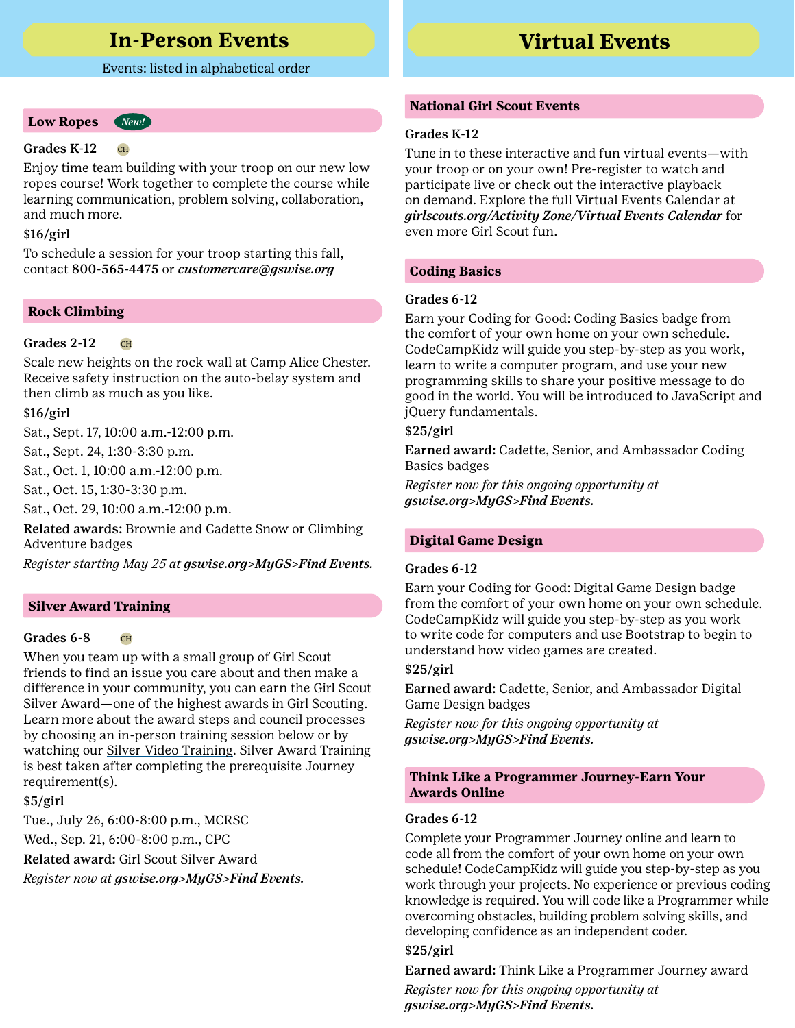# In-Person Events

Events: listed in alphabetical order

## Low Ropes *New!*

**Grades K-12** CH

Enjoy time team building with your troop on our new low ropes course! Work together to complete the course while learning communication, problem solving, collaboration, and much more.

**$16/girl**

To schedule a session for your troop starting this fall, contact **800-565-4475** or ***customercare@gswise.org***

## Rock Climbing

**Grades 2-12** CH

Scale new heights on the rock wall at Camp Alice Chester. Receive safety instruction on the auto-belay system and then climb as much as you like.

**$16/girl**

Sat., Sept. 17, 10:00 a.m.-12:00 p.m.

Sat., Sept. 24, 1:30-3:30 p.m.

Sat., Oct. 1, 10:00 a.m.-12:00 p.m.

Sat., Oct. 15, 1:30-3:30 p.m.

Sat., Oct. 29, 10:00 a.m.-12:00 p.m.

**Related awards:** Brownie and Cadette Snow or Climbing Adventure badges

*Register starting May 25 at **gswise.org>MyGS>Find Events.***

## Silver Award Training

**Grades 6-8** CH

When you team up with a small group of Girl Scout friends to find an issue you care about and then make a difference in your community, you can earn the Girl Scout Silver Award—one of the highest awards in Girl Scouting. Learn more about the award steps and council processes by choosing an in-person training session below or by watching our Silver Video Training. Silver Award Training is best taken after completing the prerequisite Journey requirement(s).

**$5/girl**

Tue., July 26, 6:00-8:00 p.m., MCRSC

Wed., Sep. 21, 6:00-8:00 p.m., CPC

**Related award:** Girl Scout Silver Award

*Register now at **gswise.org>MyGS>Find Events.***

# Virtual Events

## National Girl Scout Events

**Grades K-12**

Tune in to these interactive and fun virtual events—with your troop or on your own! Pre-register to watch and participate live or check out the interactive playback on demand. Explore the full Virtual Events Calendar at ***girlscouts.org/Activity Zone/Virtual Events Calendar*** for even more Girl Scout fun.

## Coding Basics

**Grades 6-12**

Earn your Coding for Good: Coding Basics badge from the comfort of your own home on your own schedule. CodeCampKidz will guide you step-by-step as you work, learn to write a computer program, and use your new programming skills to share your positive message to do good in the world. You will be introduced to JavaScript and jQuery fundamentals.

**$25/girl**

**Earned award:** Cadette, Senior, and Ambassador Coding Basics badges

*Register now for this ongoing opportunity at **gswise.org>MyGS>Find Events.***

## Digital Game Design

**Grades 6-12**

Earn your Coding for Good: Digital Game Design badge from the comfort of your own home on your own schedule. CodeCampKidz will guide you step-by-step as you work to write code for computers and use Bootstrap to begin to understand how video games are created.

**$25/girl**

**Earned award:** Cadette, Senior, and Ambassador Digital Game Design badges

*Register now for this ongoing opportunity at **gswise.org>MyGS>Find Events.***

## Think Like a Programmer Journey-Earn Your Awards Online

**Grades 6-12**

Complete your Programmer Journey online and learn to code all from the comfort of your own home on your own schedule! CodeCampKidz will guide you step-by-step as you work through your projects. No experience or previous coding knowledge is required. You will code like a Programmer while overcoming obstacles, building problem solving skills, and developing confidence as an independent coder.

**$25/girl**

**Earned award:** Think Like a Programmer Journey award

*Register now for this ongoing opportunity at **gswise.org>MyGS>Find Events.***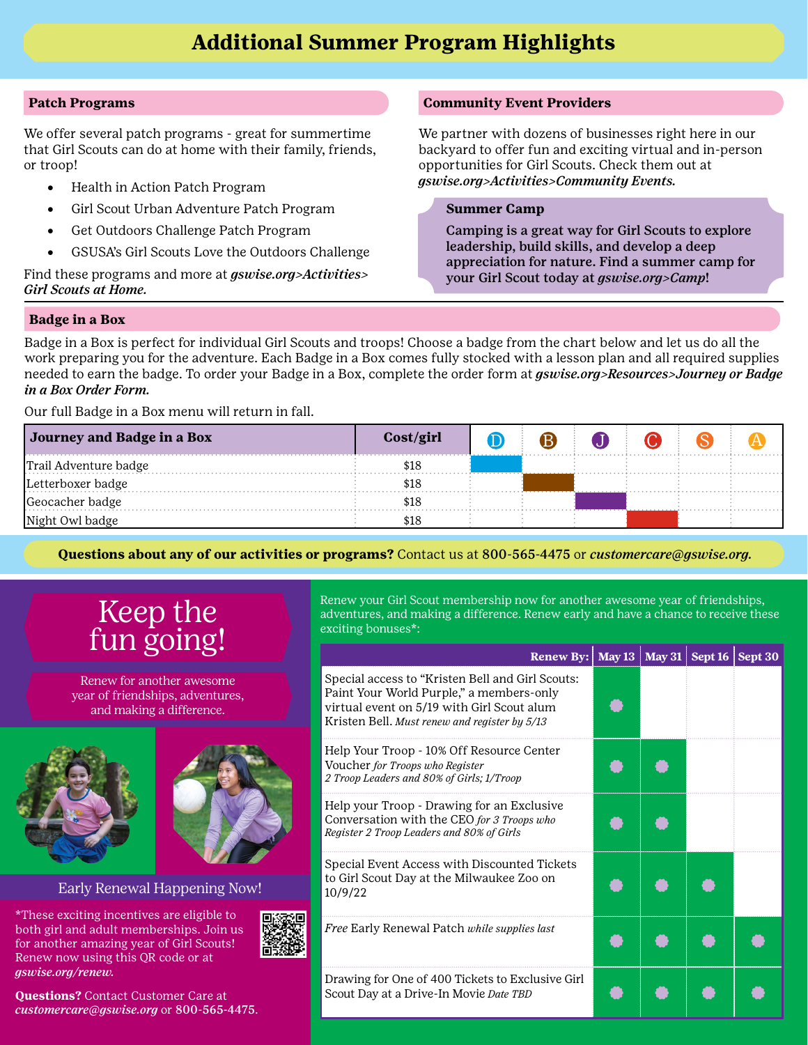# Additional Summer Program Highlights

## Patch Programs

We offer several patch programs - great for summertime that Girl Scouts can do at home with their family, friends, or troop!

- Health in Action Patch Program
- Girl Scout Urban Adventure Patch Program
- Get Outdoors Challenge Patch Program
- GSUSA's Girl Scouts Love the Outdoors Challenge

Find these programs and more at ***gswise.org>Activities> Girl Scouts at Home.***

## Community Event Providers

We partner with dozens of businesses right here in our backyard to offer fun and exciting virtual and in-person opportunities for Girl Scouts. Check them out at ***gswise.org>Activities>Community Events.***

### Summer Camp

**Camping is a great way for Girl Scouts to explore leadership, build skills, and develop a deep appreciation for nature. Find a summer camp for your Girl Scout today at *gswise.org>Camp*!**

## Badge in a Box

Badge in a Box is perfect for individual Girl Scouts and troops! Choose a badge from the chart below and let us do all the work preparing you for the adventure. Each Badge in a Box comes fully stocked with a lesson plan and all required supplies needed to earn the badge. To order your Badge in a Box, complete the order form at ***gswise.org>Resources>Journey or Badge in a Box Order Form.***

Our full Badge in a Box menu will return in fall.

| Journey and Badge in a Box | Cost/girl | D | B | J | C | S | A |
|---|---|---|---|---|---|---|---|
| Trail Adventure badge | $18 | ■ | | | | | |
| Letterboxer badge | $18 | | ■ | | | | |
| Geocacher badge | $18 | | | ■ | | | |
| Night Owl badge | $18 | | | | ■ | | |

**Questions about any of our activities or programs?** Contact us at **800-565-4475** or *customercare@gswise.org.*

# Keep the fun going!

Renew for another awesome year of friendships, adventures, and making a difference.

Early Renewal Happening Now!

*These exciting incentives are eligible to both girl and adult memberships. Join us for another amazing year of Girl Scouts! Renew now using this QR code or at ***gswise.org/renew.***

**Questions?** Contact Customer Care at ***customercare@gswise.org*** or **800-565-4475.**

Renew your Girl Scout membership now for another awesome year of friendships, adventures, and making a difference. Renew early and have a chance to receive these exciting bonuses*:

| Renew By: | May 13 | May 31 | Sept 16 | Sept 30 |
|---|---|---|---|---|
| Special access to "Kristen Bell and Girl Scouts: Paint Your World Purple," a members-only virtual event on 5/19 with Girl Scout alum Kristen Bell. *Must renew and register by 5/13* | ● | | | |
| Help Your Troop - 10% Off Resource Center Voucher *for Troops who Register 2 Troop Leaders and 80% of Girls; 1/Troop* | ● | ● | | |
| Help your Troop - Drawing for an Exclusive Conversation with the CEO *for 3 Troops who Register 2 Troop Leaders and 80% of Girls* | ● | ● | | |
| Special Event Access with Discounted Tickets to Girl Scout Day at the Milwaukee Zoo on 10/9/22 | ● | ● | ● | |
| *Free* Early Renewal Patch *while supplies last* | ● | ● | ● | ● |
| Drawing for One of 400 Tickets to Exclusive Girl Scout Day at a Drive-In Movie *Date TBD* | ● | ● | ● | ● |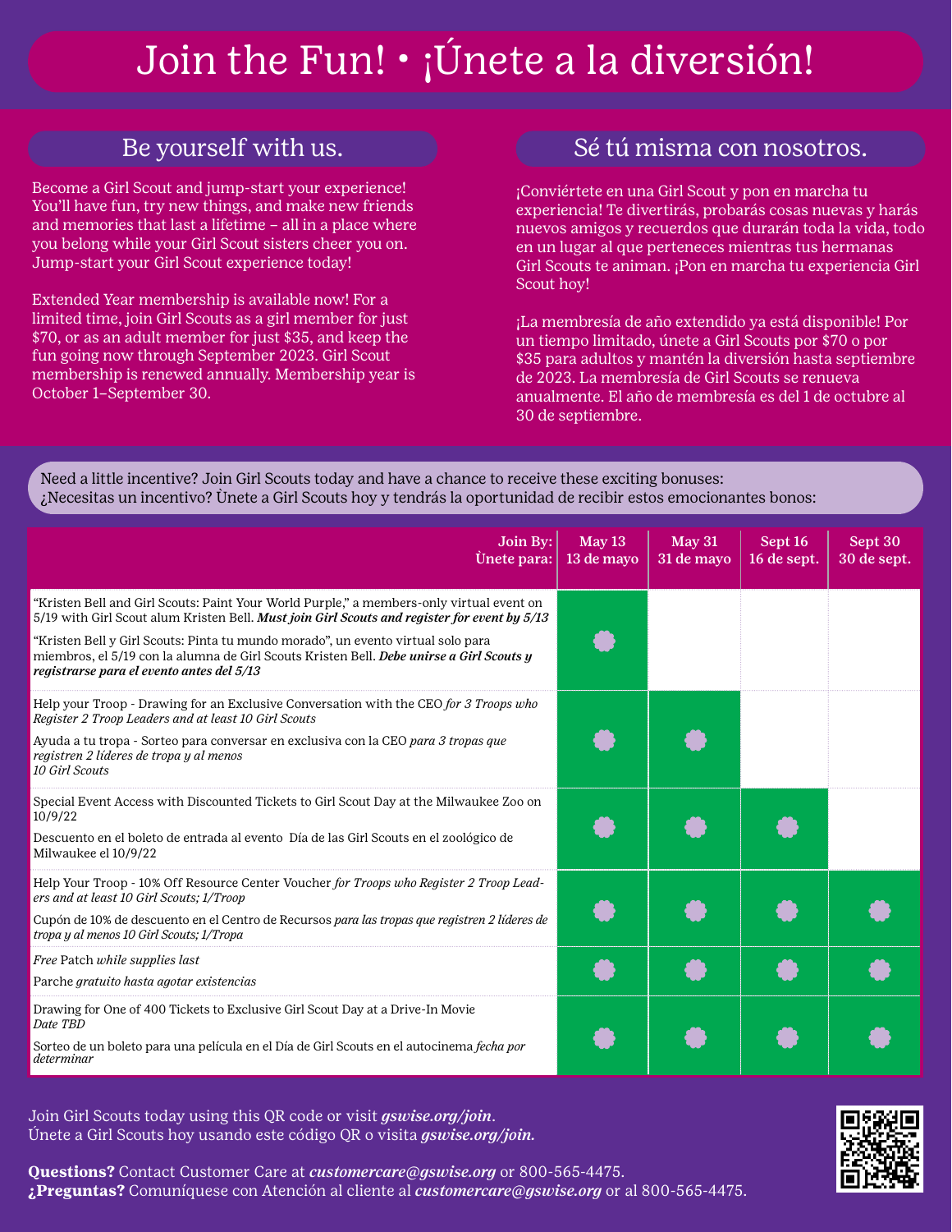# Join the Fun! • ¡Únete a la diversión!

## Be yourself with us.

Become a Girl Scout and jump-start your experience! You'll have fun, try new things, and make new friends and memories that last a lifetime – all in a place where you belong while your Girl Scout sisters cheer you on. Jump-start your Girl Scout experience today!

Extended Year membership is available now! For a limited time, join Girl Scouts as a girl member for just $70, or as an adult member for just $35, and keep the fun going now through September 2023. Girl Scout membership is renewed annually. Membership year is October 1–September 30.

## Sé tú misma con nosotros.

¡Conviértete en una Girl Scout y pon en marcha tu experiencia! Te divertirás, probarás cosas nuevas y harás nuevos amigos y recuerdos que durarán toda la vida, todo en un lugar al que perteneces mientras tus hermanas Girl Scouts te animan. ¡Pon en marcha tu experiencia Girl Scout hoy!

¡La membresía de año extendido ya está disponible! Por un tiempo limitado, únete a Girl Scouts por $70 o por $35 para adultos y mantén la diversión hasta septiembre de 2023. La membresía de Girl Scouts se renueva anualmente. El año de membresía es del 1 de octubre al 30 de septiembre.

Need a little incentive? Join Girl Scouts today and have a chance to receive these exciting bonuses:
¿Necesitas un incentivo? Ùnete a Girl Scouts hoy y tendrás la oportunidad de recibir estos emocionantes bonos:

| Join By: / Ùnete para: | May 13 / 13 de mayo | May 31 / 31 de mayo | Sept 16 / 16 de sept. | Sept 30 / 30 de sept. |
|---|---|---|---|---|
| "Kristen Bell and Girl Scouts: Paint Your World Purple," a members-only virtual event on 5/19 with Girl Scout alum Kristen Bell. ***Must join Girl Scouts and register for event by 5/13***<br><br>"Kristen Bell y Girl Scouts: Pinta tu mundo morado", un evento virtual solo para miembros, el 5/19 con la alumna de Girl Scouts Kristen Bell. ***Debe unirse a Girl Scouts y registrarse para el evento antes del 5/13*** | ● | | | |
| Help your Troop - Drawing for an Exclusive Conversation with the CEO *for 3 Troops who Register 2 Troop Leaders and at least 10 Girl Scouts*<br><br>Ayuda a tu tropa - Sorteo para conversar en exclusiva con la CEO *para 3 tropas que registren 2 líderes de tropa y al menos 10 Girl Scouts* | ● | ● | | |
| Special Event Access with Discounted Tickets to Girl Scout Day at the Milwaukee Zoo on 10/9/22<br><br>Descuento en el boleto de entrada al evento Día de las Girl Scouts en el zoológico de Milwaukee el 10/9/22 | ● | ● | ● | |
| Help Your Troop - 10% Off Resource Center Voucher *for Troops who Register 2 Troop Leaders and at least 10 Girl Scouts; 1/Troop*<br><br>Cupón de 10% de descuento en el Centro de Recursos *para las tropas que registren 2 líderes de tropa y al menos 10 Girl Scouts; 1/Tropa* | ● | ● | ● | ● |
| *Free* Patch *while supplies last*<br><br>Parche *gratuito hasta agotar existencias* | ● | ● | ● | ● |
| Drawing for One of 400 Tickets to Exclusive Girl Scout Day at a Drive-In Movie *Date TBD*<br><br>Sorteo de un boleto para una película en el Día de Girl Scouts en el autocinema *fecha por determinar* | ● | ● | ● | ● |

Join Girl Scouts today using this QR code or visit ***gswise.org/join***.
Únete a Girl Scouts hoy usando este código QR o visita ***gswise.org/join.***

**Questions?** Contact Customer Care at ***customercare@gswise.org*** or 800-565-4475.
**¿Preguntas?** Comuníquese con Atención al cliente al ***customercare@gswise.org*** or al 800-565-4475.